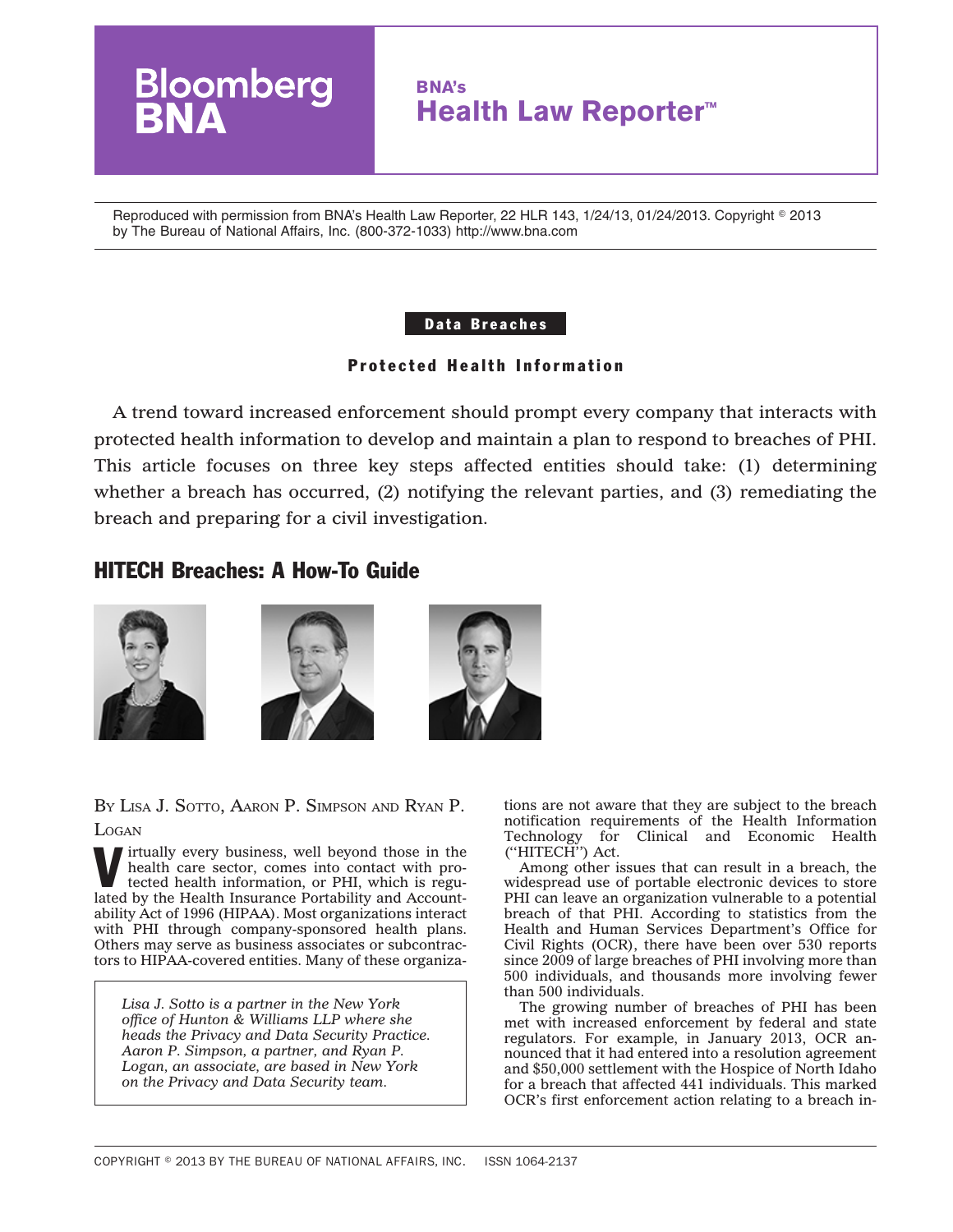Reproduced with permission from BNA's Health Law Reporter, 22 HLR 143, 1/24/13, 01/24/2013. Copyright © 2013 by The Bureau of National Affairs, Inc. (800-372-1033) http://www.bna.com

**Data Breaches**

**Protected Health Information**

A trend toward increased enforcement should prompt every company that interacts with protected health information to develop and maintain a plan to respond to breaches of PHI. This article focuses on three key steps affected entities should take: (1) determining whether a breach has occurred, (2) notifying the relevant parties, and (3) remediating the breach and preparing for a civil investigation.

# HITECH Breaches: A How-To Guide

BY LISA J. SOTTO, AARON P. SIMPSON AND RYAN P. LOGAN

*Lisa J. Sotto is a partner in the New York office of Hunton & Williams LLP where she heads the Privacy and Data Security Practice. Aaron P. Simpson, a partner, and Ryan P. Logan, an associate, are based in New York on the Privacy and Data Security team.*

Virtually every business, well beyond those in the health care sector, comes into contact with protected health information, or PHI, which is regulated by the Health Insurance Portability and Accountability Act of 1996 (HIPAA). Most organizations interact with PHI through company-sponsored health plans. Others may serve as business associates or subcontractors to HIPAA-covered entities. Many of these organizations are not aware that they are subject to the breach notification requirements of the Health Information Technology for Clinical and Economic Health (''HITECH'') Act.

Among other issues that can result in a breach, the widespread use of portable electronic devices to store PHI can leave an organization vulnerable to a potential breach of that PHI. According to statistics from the Health and Human Services Department's Office for Civil Rights (OCR), there have been over 530 reports since 2009 of large breaches of PHI involving more than 500 individuals, and thousands more involving fewer than 500 individuals.

The growing number of breaches of PHI has been met with increased enforcement by federal and state regulators. For example, in January 2013, OCR announced that it had entered into a resolution agreement and $50,000 settlement with the Hospice of North Idaho for a breach that affected 441 individuals. This marked OCR's first enforcement action relating to a breach in-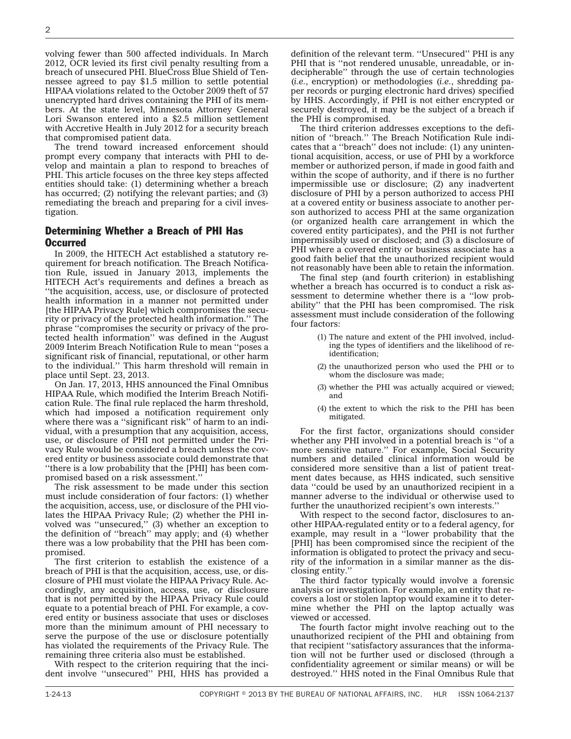volving fewer than 500 affected individuals. In March 2012, OCR levied its first civil penalty resulting from a breach of unsecured PHI. BlueCross Blue Shield of Tennessee agreed to pay $1.5 million to settle potential HIPAA violations related to the October 2009 theft of 57 unencrypted hard drives containing the PHI of its members. At the state level, Minnesota Attorney General Lori Swanson entered into a $2.5 million settlement with Accretive Health in July 2012 for a security breach that compromised patient data.

The trend toward increased enforcement should prompt every company that interacts with PHI to develop and maintain a plan to respond to breaches of PHI. This article focuses on the three key steps affected entities should take: (1) determining whether a breach has occurred; (2) notifying the relevant parties; and (3) remediating the breach and preparing for a civil investigation.

## Determining Whether a Breach of PHI Has Occurred

In 2009, the HITECH Act established a statutory requirement for breach notification. The Breach Notification Rule, issued in January 2013, implements the HITECH Act's requirements and defines a breach as ''the acquisition, access, use, or disclosure of protected health information in a manner not permitted under [the HIPAA Privacy Rule] which compromises the security or privacy of the protected health information.'' The phrase ''compromises the security or privacy of the protected health information'' was defined in the August 2009 Interim Breach Notification Rule to mean ''poses a significant risk of financial, reputational, or other harm to the individual.'' This harm threshold will remain in place until Sept. 23, 2013.

On Jan. 17, 2013, HHS announced the Final Omnibus HIPAA Rule, which modified the Interim Breach Notification Rule. The final rule replaced the harm threshold, which had imposed a notification requirement only where there was a ''significant risk'' of harm to an individual, with a presumption that any acquisition, access, use, or disclosure of PHI not permitted under the Privacy Rule would be considered a breach unless the covered entity or business associate could demonstrate that ''there is a low probability that the [PHI] has been compromised based on a risk assessment.''

The risk assessment to be made under this section must include consideration of four factors: (1) whether the acquisition, access, use, or disclosure of the PHI violates the HIPAA Privacy Rule; (2) whether the PHI involved was ''unsecured,'' (3) whether an exception to the definition of ''breach'' may apply; and (4) whether there was a low probability that the PHI has been compromised.

The first criterion to establish the existence of a breach of PHI is that the acquisition, access, use, or disclosure of PHI must violate the HIPAA Privacy Rule. Accordingly, any acquisition, access, use, or disclosure that is not permitted by the HIPAA Privacy Rule could equate to a potential breach of PHI. For example, a covered entity or business associate that uses or discloses more than the minimum amount of PHI necessary to serve the purpose of the use or disclosure potentially has violated the requirements of the Privacy Rule. The remaining three criteria also must be established.

With respect to the criterion requiring that the incident involve ''unsecured'' PHI, HHS has provided a definition of the relevant term. ''Unsecured'' PHI is any PHI that is ''not rendered unusable, unreadable, or indecipherable'' through the use of certain technologies (*i.e.*, encryption) or methodologies (*i.e.*, shredding paper records or purging electronic hard drives) specified by HHS. Accordingly, if PHI is not either encrypted or securely destroyed, it may be the subject of a breach if the PHI is compromised.

The third criterion addresses exceptions to the definition of ''breach.'' The Breach Notification Rule indicates that a ''breach'' does not include: (1) any unintentional acquisition, access, or use of PHI by a workforce member or authorized person, if made in good faith and within the scope of authority, and if there is no further impermissible use or disclosure; (2) any inadvertent disclosure of PHI by a person authorized to access PHI at a covered entity or business associate to another person authorized to access PHI at the same organization (or organized health care arrangement in which the covered entity participates), and the PHI is not further impermissibly used or disclosed; and (3) a disclosure of PHI where a covered entity or business associate has a good faith belief that the unauthorized recipient would not reasonably have been able to retain the information.

The final step (and fourth criterion) in establishing whether a breach has occurred is to conduct a risk assessment to determine whether there is a ''low probability'' that the PHI has been compromised. The risk assessment must include consideration of the following four factors:

> (1) The nature and extent of the PHI involved, including the types of identifiers and the likelihood of re-identification;
>
> (2) the unauthorized person who used the PHI or to whom the disclosure was made;
>
> (3) whether the PHI was actually acquired or viewed; and
>
> (4) the extent to which the risk to the PHI has been mitigated.

For the first factor, organizations should consider whether any PHI involved in a potential breach is ''of a more sensitive nature.'' For example, Social Security numbers and detailed clinical information would be considered more sensitive than a list of patient treatment dates because, as HHS indicated, such sensitive data ''could be used by an unauthorized recipient in a manner adverse to the individual or otherwise used to further the unauthorized recipient's own interests.''

With respect to the second factor, disclosures to another HIPAA-regulated entity or to a federal agency, for example, may result in a ''lower probability that the [PHI] has been compromised since the recipient of the information is obligated to protect the privacy and security of the information in a similar manner as the disclosing entity.''

The third factor typically would involve a forensic analysis or investigation. For example, an entity that recovers a lost or stolen laptop would examine it to determine whether the PHI on the laptop actually was viewed or accessed.

The fourth factor might involve reaching out to the unauthorized recipient of the PHI and obtaining from that recipient ''satisfactory assurances that the information will not be further used or disclosed (through a confidentiality agreement or similar means) or will be destroyed.'' HHS noted in the Final Omnibus Rule that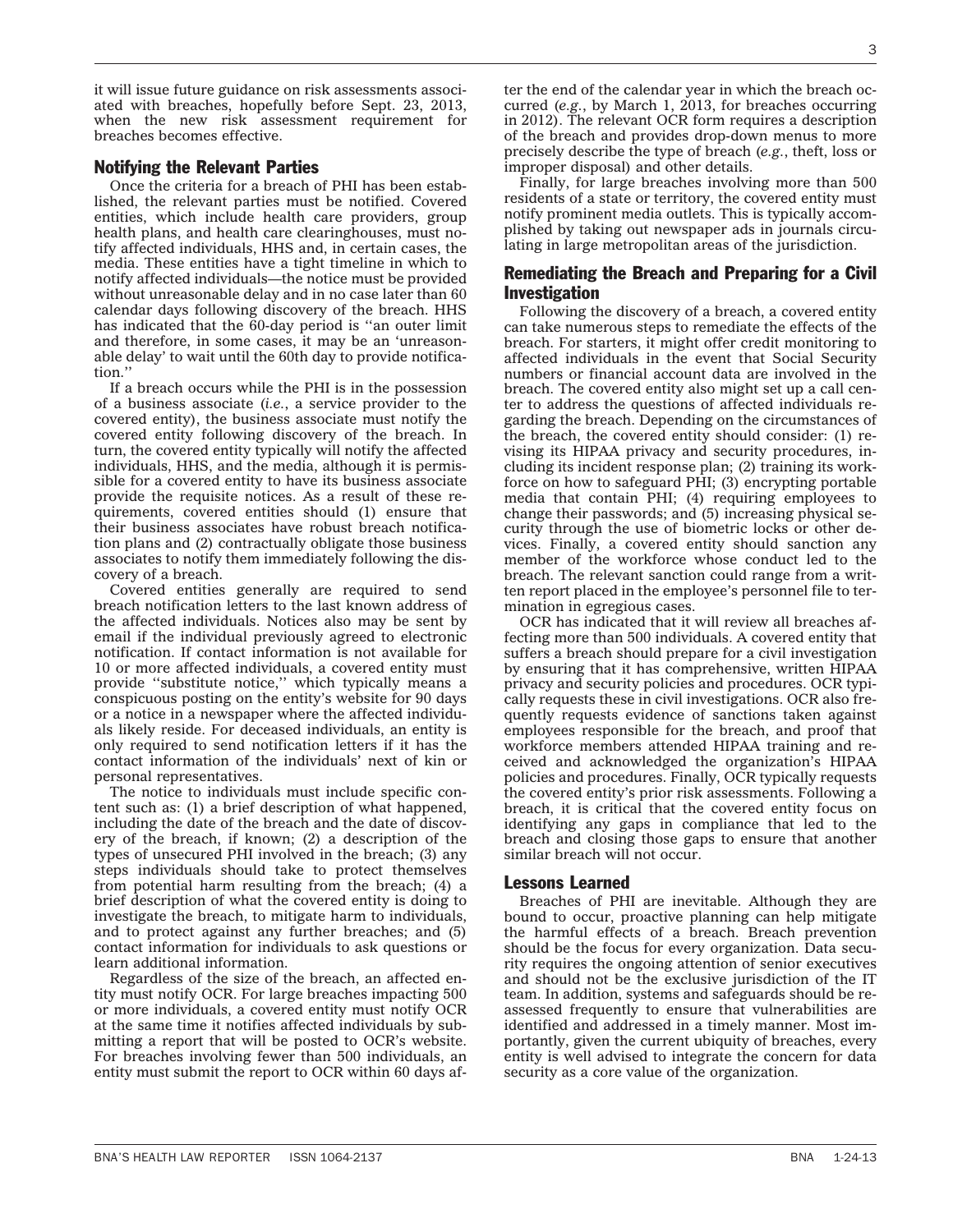it will issue future guidance on risk assessments associated with breaches, hopefully before Sept. 23, 2013, when the new risk assessment requirement for breaches becomes effective.

## Notifying the Relevant Parties

Once the criteria for a breach of PHI has been established, the relevant parties must be notified. Covered entities, which include health care providers, group health plans, and health care clearinghouses, must notify affected individuals, HHS and, in certain cases, the media. These entities have a tight timeline in which to notify affected individuals—the notice must be provided without unreasonable delay and in no case later than 60 calendar days following discovery of the breach. HHS has indicated that the 60-day period is ''an outer limit and therefore, in some cases, it may be an 'unreasonable delay' to wait until the 60th day to provide notification.''

If a breach occurs while the PHI is in the possession of a business associate (*i.e.*, a service provider to the covered entity), the business associate must notify the covered entity following discovery of the breach. In turn, the covered entity typically will notify the affected individuals, HHS, and the media, although it is permissible for a covered entity to have its business associate provide the requisite notices. As a result of these requirements, covered entities should (1) ensure that their business associates have robust breach notification plans and (2) contractually obligate those business associates to notify them immediately following the discovery of a breach.

Covered entities generally are required to send breach notification letters to the last known address of the affected individuals. Notices also may be sent by email if the individual previously agreed to electronic notification. If contact information is not available for 10 or more affected individuals, a covered entity must provide ''substitute notice,'' which typically means a conspicuous posting on the entity's website for 90 days or a notice in a newspaper where the affected individuals likely reside. For deceased individuals, an entity is only required to send notification letters if it has the contact information of the individuals' next of kin or personal representatives.

The notice to individuals must include specific content such as: (1) a brief description of what happened, including the date of the breach and the date of discovery of the breach, if known; (2) a description of the types of unsecured PHI involved in the breach; (3) any steps individuals should take to protect themselves from potential harm resulting from the breach; (4) a brief description of what the covered entity is doing to investigate the breach, to mitigate harm to individuals, and to protect against any further breaches; and (5) contact information for individuals to ask questions or learn additional information.

Regardless of the size of the breach, an affected entity must notify OCR. For large breaches impacting 500 or more individuals, a covered entity must notify OCR at the same time it notifies affected individuals by submitting a report that will be posted to OCR's website. For breaches involving fewer than 500 individuals, an entity must submit the report to OCR within 60 days after the end of the calendar year in which the breach occurred (*e.g.*, by March 1, 2013, for breaches occurring in 2012). The relevant OCR form requires a description of the breach and provides drop-down menus to more precisely describe the type of breach (*e.g.*, theft, loss or improper disposal) and other details.

Finally, for large breaches involving more than 500 residents of a state or territory, the covered entity must notify prominent media outlets. This is typically accomplished by taking out newspaper ads in journals circulating in large metropolitan areas of the jurisdiction.

## Remediating the Breach and Preparing for a Civil Investigation

Following the discovery of a breach, a covered entity can take numerous steps to remediate the effects of the breach. For starters, it might offer credit monitoring to affected individuals in the event that Social Security numbers or financial account data are involved in the breach. The covered entity also might set up a call center to address the questions of affected individuals regarding the breach. Depending on the circumstances of the breach, the covered entity should consider: (1) revising its HIPAA privacy and security procedures, including its incident response plan; (2) training its workforce on how to safeguard PHI; (3) encrypting portable media that contain PHI; (4) requiring employees to change their passwords; and (5) increasing physical security through the use of biometric locks or other devices. Finally, a covered entity should sanction any member of the workforce whose conduct led to the breach. The relevant sanction could range from a written report placed in the employee's personnel file to termination in egregious cases.

OCR has indicated that it will review all breaches affecting more than 500 individuals. A covered entity that suffers a breach should prepare for a civil investigation by ensuring that it has comprehensive, written HIPAA privacy and security policies and procedures. OCR typically requests these in civil investigations. OCR also frequently requests evidence of sanctions taken against employees responsible for the breach, and proof that workforce members attended HIPAA training and received and acknowledged the organization's HIPAA policies and procedures. Finally, OCR typically requests the covered entity's prior risk assessments. Following a breach, it is critical that the covered entity focus on identifying any gaps in compliance that led to the breach and closing those gaps to ensure that another similar breach will not occur.

## Lessons Learned

Breaches of PHI are inevitable. Although they are bound to occur, proactive planning can help mitigate the harmful effects of a breach. Breach prevention should be the focus for every organization. Data security requires the ongoing attention of senior executives and should not be the exclusive jurisdiction of the IT team. In addition, systems and safeguards should be reassessed frequently to ensure that vulnerabilities are identified and addressed in a timely manner. Most importantly, given the current ubiquity of breaches, every entity is well advised to integrate the concern for data security as a core value of the organization.